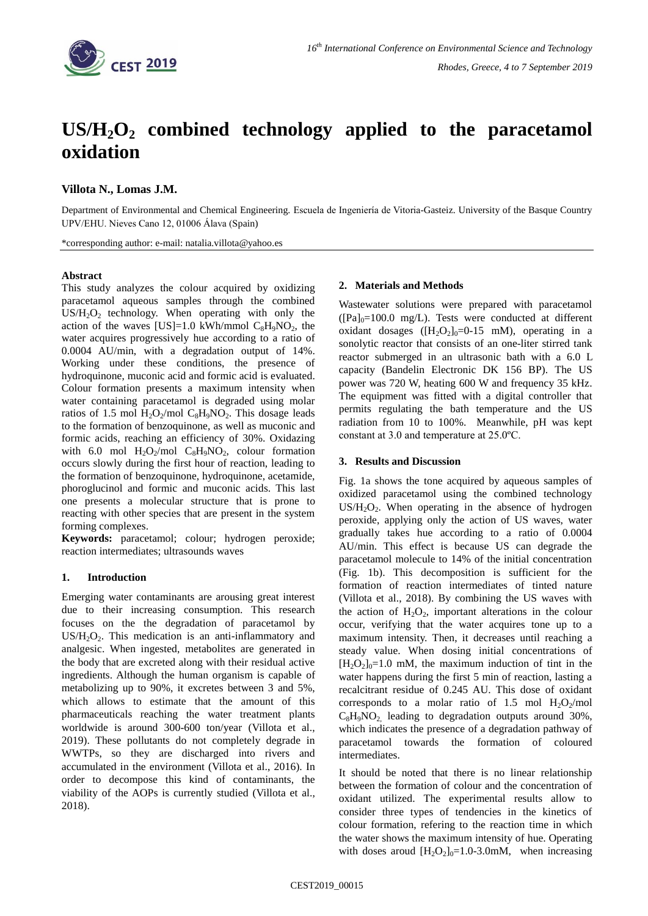# $US/H_2O_2$ combined technology applied to the paracetamol oxidation

**Villota N., Lomas J.M.**

Department of Environmental and Chemical Engineering. Escuela de Ingeniería de Vitoria-Gasteiz. University of the Basque Country UPV/EHU. Nieves Cano 12, 01006 Álava (Spain)

*corresponding author: e-mail: natalia.villota@yahoo.es

### Abstract

This study analyzes the colour acquired by oxidizing paracetamol aqueous samples through the combined $US/H_2O_2$ technology. When operating with only the action of the waves [US]=1.0 kWh/mmol $C_8H_9NO_2$, the water acquires progressively hue according to a ratio of 0.0004 AU/min, with a degradation output of 14%. Working under these conditions, the presence of hydroquinone, muconic acid and formic acid is evaluated. Colour formation presents a maximum intensity when water containing paracetamol is degraded using molar ratios of 1.5 mol $H_2O_2$/mol $C_8H_9NO_2$. This dosage leads to the formation of benzoquinone, as well as muconic and formic acids, reaching an efficiency of 30%. Oxidazing with 6.0 mol $H_2O_2$/mol $C_8H_9NO_2$, colour formation occurs slowly during the first hour of reaction, leading to the formation of benzoquinone, hydroquinone, acetamide, phoroglucinol and formic and muconic acids. This last one presents a molecular structure that is prone to reacting with other species that are present in the system forming complexes.

**Keywords:** paracetamol; colour; hydrogen peroxide; reaction intermediates; ultrasounds waves

## 1. Introduction

Emerging water contaminants are arousing great interest due to their increasing consumption. This research focuses on the the degradation of paracetamol by $US/H_2O_2$. This medication is an anti-inflammatory and analgesic. When ingested, metabolites are generated in the body that are excreted along with their residual active ingredients. Although the human organism is capable of metabolizing up to 90%, it excretes between 3 and 5%, which allows to estimate that the amount of this pharmaceuticals reaching the water treatment plants worldwide is around 300-600 ton/year (Villota et al., 2019). These pollutants do not completely degrade in WWTPs, so they are discharged into rivers and accumulated in the environment (Villota et al., 2016). In order to decompose this kind of contaminants, the viability of the AOPs is currently studied (Villota et al., 2018).

## 2. Materials and Methods

Wastewater solutions were prepared with paracetamol ($[Pa]_0$=100.0 mg/L). Tests were conducted at different oxidant dosages ($[H_2O_2]_0$=0-15 mM), operating in a sonolytic reactor that consists of an one-liter stirred tank reactor submerged in an ultrasonic bath with a 6.0 L capacity (Bandelin Electronic DK 156 BP). The US power was 720 W, heating 600 W and frequency 35 kHz. The equipment was fitted with a digital controller that permits regulating the bath temperature and the US radiation from 10 to 100%. Meanwhile, pH was kept constant at 3.0 and temperature at 25.0ºC.

## 3. Results and Discussion

Fig. 1a shows the tone acquired by aqueous samples of oxidized paracetamol using the combined technology $US/H_2O_2$. When operating in the absence of hydrogen peroxide, applying only the action of US waves, water gradually takes hue according to a ratio of 0.0004 AU/min. This effect is because US can degrade the paracetamol molecule to 14% of the initial concentration (Fig. 1b). This decomposition is sufficient for the formation of reaction intermediates of tinted nature (Villota et al., 2018). By combining the US waves with the action of $H_2O_2$, important alterations in the colour occur, verifying that the water acquires tone up to a maximum intensity. Then, it decreases until reaching a steady value. When dosing initial concentrations of $[H_2O_2]_0$=1.0 mM, the maximum induction of tint in the water happens during the first 5 min of reaction, lasting a recalcitrant residue of 0.245 AU. This dose of oxidant corresponds to a molar ratio of 1.5 mol $H_2O_2$/mol $C_8H_9NO_2$, leading to degradation outputs around 30%, which indicates the presence of a degradation pathway of paracetamol towards the formation of coloured intermediates.

It should be noted that there is no linear relationship between the formation of colour and the concentration of oxidant utilized. The experimental results allow to consider three types of tendencies in the kinetics of colour formation, refering to the reaction time in which the water shows the maximum intensity of hue. Operating with doses aroud $[H_2O_2]_0$=1.0-3.0mM, when increasing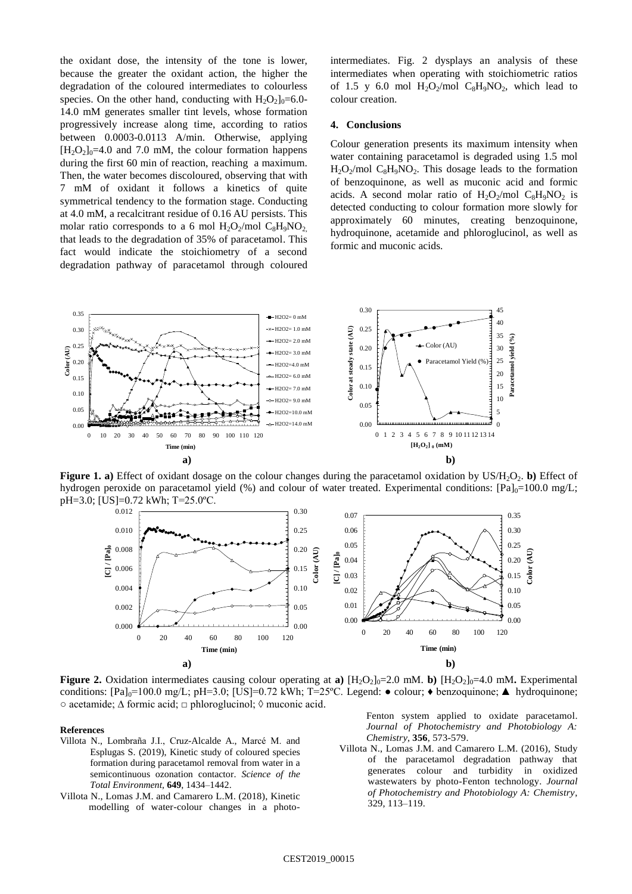the oxidant dose, the intensity of the tone is lower, because the greater the oxidant action, the higher the degradation of the coloured intermediates to colourless species. On the other hand, conducting with $[H_2O_2]_0$=6.0-14.0 mM generates smaller tint levels, whose formation progressively increase along time, according to ratios between 0.0003-0.0113 A/min. Otherwise, applying $[H_2O_2]_0$=4.0 and 7.0 mM, the colour formation happens during the first 60 min of reaction, reaching a maximum. Then, the water becomes discoloured, observing that with 7 mM of oxidant it follows a kinetics of quite symmetrical tendency to the formation stage. Conducting at 4.0 mM, a recalcitrant residue of 0.16 AU persists. This molar ratio corresponds to a 6 mol $H_2O_2$/mol $C_8H_9NO_2$, that leads to the degradation of 35% of paracetamol. This fact would indicate the stoichiometry of a second degradation pathway of paracetamol through coloured intermediates. Fig. 2 dysplays an analysis of these intermediates when operating with stoichiometric ratios of 1.5 y 6.0 mol $H_2O_2$/mol $C_8H_9NO_2$, which lead to colour creation.

## 4. Conclusions

Colour generation presents its maximum intensity when water containing paracetamol is degraded using 1.5 mol $H_2O_2$/mol $C_8H_9NO_2$. This dosage leads to the formation of benzoquinone, as well as muconic acid and formic acids. A second molar ratio of $H_2O_2$/mol $C_8H_9NO_2$ is detected conducting to colour formation more slowly for approximately 60 minutes, creating benzoquinone, hydroquinone, acetamide and phloroglucinol, as well as formic and muconic acids.

Color (AU)
Time (min)
H2O2= 0 mM
H2O2= 1.0 mM
H2O2= 2.0 mM
H2O2= 3.0 mM
H2O2=4.0 mM
H2O2= 6.0 mM
H2O2= 7.0 mM
H2O2= 9.0 mM
H2O2=10.0 mM
H2O2=14.0 mM
a)

Color at steady state (AU)
Paracetamol yield (%)
Color (AU)
Paracetamol Yield (%)
$[H_2O_2]_0$ (mM)
b)

**Figure 1. a)** Effect of oxidant dosage on the colour changes during the paracetamol oxidation by US/$H_2O_2$. **b)** Effect of hydrogen peroxide on paracetamol yield (%) and colour of water treated. Experimental conditions: $[Pa]_0$=100.0 mg/L; pH=3.0; [US]=0.72 kWh; T=25.0ºC.

[C] / $[Pa]_0$
Color (AU)
Time (min)
a)

[C] / $[Pa]_0$
Color (AU)
Time (min)
b)

**Figure 2.** Oxidation intermediates causing colour operating at **a)** $[H_2O_2]_0$=2.0 mM. **b)** $[H_2O_2]_0$=4.0 mM**.** Experimental conditions: $[Pa]_0$=100.0 mg/L; pH=3.0; [US]=0.72 kWh; T=25ºC. Legend: ● colour; ♦ benzoquinone; ▲ hydroquinone; ○ acetamide; Δ formic acid; □ phloroglucinol; ◊ muconic acid.

**References**

Villota N., Lombraña J.I., Cruz-Alcalde A., Marcé M. and Esplugas S. (2019), Kinetic study of coloured species formation during paracetamol removal from water in a semicontinuous ozonation contactor. *Science of the Total Environment*, **649**, 1434–1442.

Villota N., Lomas J.M. and Camarero L.M. (2018), Kinetic modelling of water-colour changes in a photo-Fenton system applied to oxidate paracetamol. *Journal of Photochemistry and Photobiology A: Chemistry*, **356**, 573-579.

Villota N., Lomas J.M. and Camarero L.M. (2016), Study of the paracetamol degradation pathway that generates colour and turbidity in oxidized wastewaters by photo-Fenton technology. *Journal of Photochemistry and Photobiology A: Chemistry*, 329, 113–119.